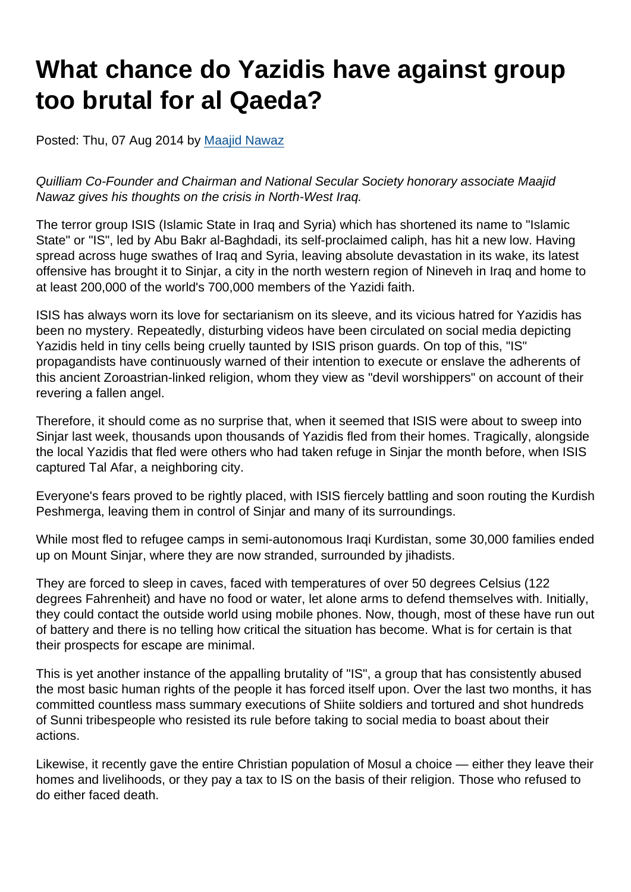# What chance do Yazidis have against group too brutal for al Qaeda?

Posted: Thu, 07 Aug 2014 by [Maajid Nawaz]

*Quilliam Co-Founder and Chairman and National Secular Society honorary associate Maajid Nawaz gives his thoughts on the crisis in North-West Iraq.*

The terror group ISIS (Islamic State in Iraq and Syria) which has shortened its name to "Islamic State" or "IS", led by Abu Bakr al-Baghdadi, its self-proclaimed caliph, has hit a new low. Having spread across huge swathes of Iraq and Syria, leaving absolute devastation in its wake, its latest offensive has brought it to Sinjar, a city in the north western region of Nineveh in Iraq and home to at least 200,000 of the world's 700,000 members of the Yazidi faith.

ISIS has always worn its love for sectarianism on its sleeve, and its vicious hatred for Yazidis has been no mystery. Repeatedly, disturbing videos have been circulated on social media depicting Yazidis held in tiny cells being cruelly taunted by ISIS prison guards. On top of this, "IS" propagandists have continuously warned of their intention to execute or enslave the adherents of this ancient Zoroastrian-linked religion, whom they view as "devil worshippers" on account of their revering a fallen angel.

Therefore, it should come as no surprise that, when it seemed that ISIS were about to sweep into Sinjar last week, thousands upon thousands of Yazidis fled from their homes. Tragically, alongside the local Yazidis that fled were others who had taken refuge in Sinjar the month before, when ISIS captured Tal Afar, a neighboring city.

Everyone's fears proved to be rightly placed, with ISIS fiercely battling and soon routing the Kurdish Peshmerga, leaving them in control of Sinjar and many of its surroundings.

While most fled to refugee camps in semi-autonomous Iraqi Kurdistan, some 30,000 families ended up on Mount Sinjar, where they are now stranded, surrounded by jihadists.

They are forced to sleep in caves, faced with temperatures of over 50 degrees Celsius (122 degrees Fahrenheit) and have no food or water, let alone arms to defend themselves with. Initially, they could contact the outside world using mobile phones. Now, though, most of these have run out of battery and there is no telling how critical the situation has become. What is for certain is that their prospects for escape are minimal.

This is yet another instance of the appalling brutality of "IS", a group that has consistently abused the most basic human rights of the people it has forced itself upon. Over the last two months, it has committed countless mass summary executions of Shiite soldiers and tortured and shot hundreds of Sunni tribespeople who resisted its rule before taking to social media to boast about their actions.

Likewise, it recently gave the entire Christian population of Mosul a choice — either they leave their homes and livelihoods, or they pay a tax to IS on the basis of their religion. Those who refused to do either faced death.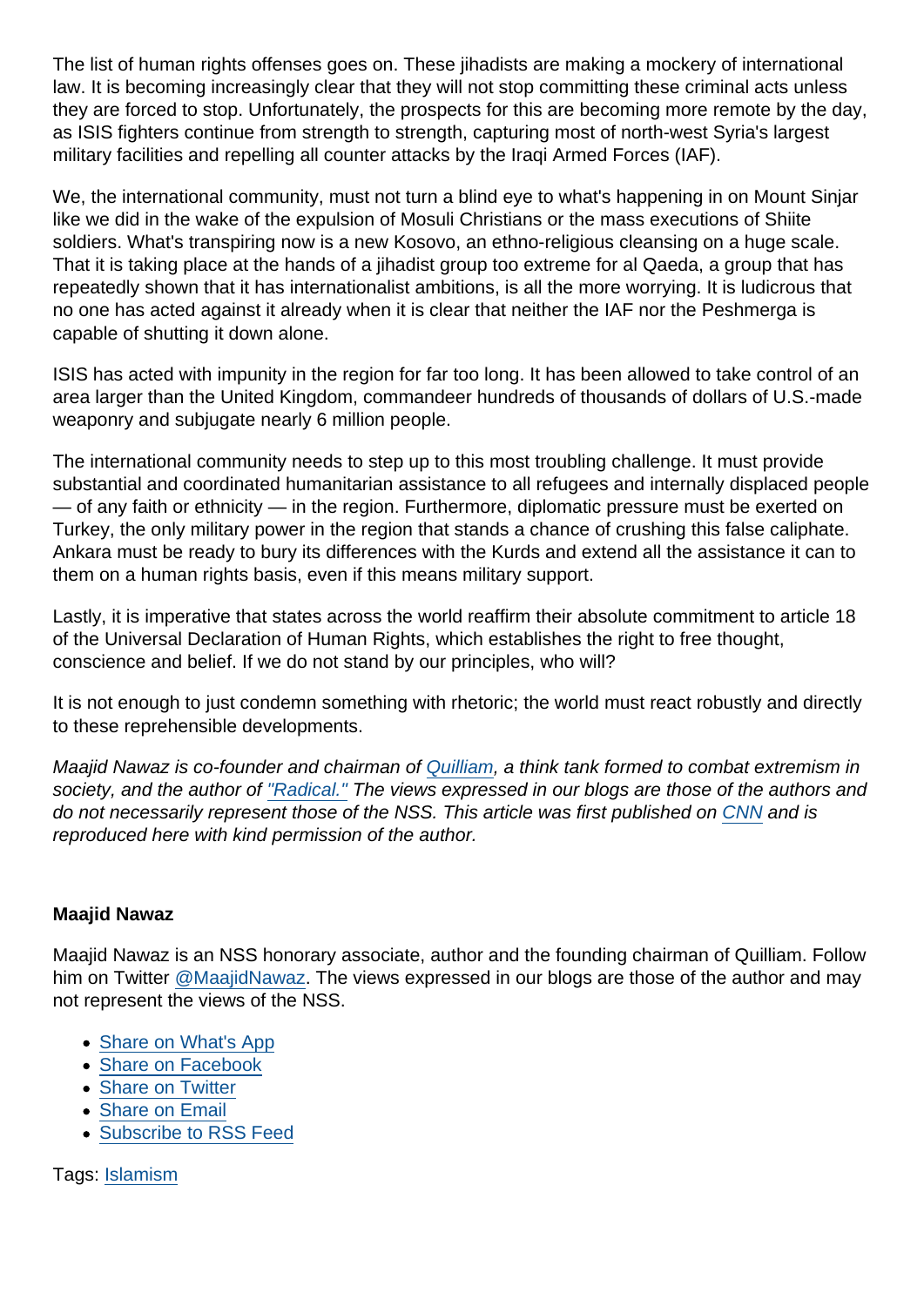The list of human rights offenses goes on. These jihadists are making a mockery of international law. It is becoming increasingly clear that they will not stop committing these criminal acts unless they are forced to stop. Unfortunately, the prospects for this are becoming more remote by the day, as ISIS fighters continue from strength to strength, capturing most of north-west Syria's largest military facilities and repelling all counter attacks by the Iraqi Armed Forces (IAF).

We, the international community, must not turn a blind eye to what's happening in on Mount Sinjar like we did in the wake of the expulsion of Mosuli Christians or the mass executions of Shiite soldiers. What's transpiring now is a new Kosovo, an ethno-religious cleansing on a huge scale. That it is taking place at the hands of a jihadist group too extreme for al Qaeda, a group that has repeatedly shown that it has internationalist ambitions, is all the more worrying. It is ludicrous that no one has acted against it already when it is clear that neither the IAF nor the Peshmerga is capable of shutting it down alone.

ISIS has acted with impunity in the region for far too long. It has been allowed to take control of an area larger than the United Kingdom, commandeer hundreds of thousands of dollars of U.S.-made weaponry and subjugate nearly 6 million people.

The international community needs to step up to this most troubling challenge. It must provide substantial and coordinated humanitarian assistance to all refugees and internally displaced people — of any faith or ethnicity — in the region. Furthermore, diplomatic pressure must be exerted on Turkey, the only military power in the region that stands a chance of crushing this false caliphate. Ankara must be ready to bury its differences with the Kurds and extend all the assistance it can to them on a human rights basis, even if this means military support.

Lastly, it is imperative that states across the world reaffirm their absolute commitment to article 18 of the Universal Declaration of Human Rights, which establishes the right to free thought, conscience and belief. If we do not stand by our principles, who will?

It is not enough to just condemn something with rhetoric; the world must react robustly and directly to these reprehensible developments.

*Maajid Nawaz is co-founder and chairman of Quilliam, a think tank formed to combat extremism in society, and the author of "Radical." The views expressed in our blogs are those of the authors and do not necessarily represent those of the NSS. This article was first published on CNN and is reproduced here with kind permission of the author.*

**Maajid Nawaz**

Maajid Nawaz is an NSS honorary associate, author and the founding chairman of Quilliam. Follow him on Twitter @MaajidNawaz. The views expressed in our blogs are those of the author and may not represent the views of the NSS.

- Share on What's App
- Share on Facebook
- Share on Twitter
- Share on Email
- Subscribe to RSS Feed

Tags: Islamism